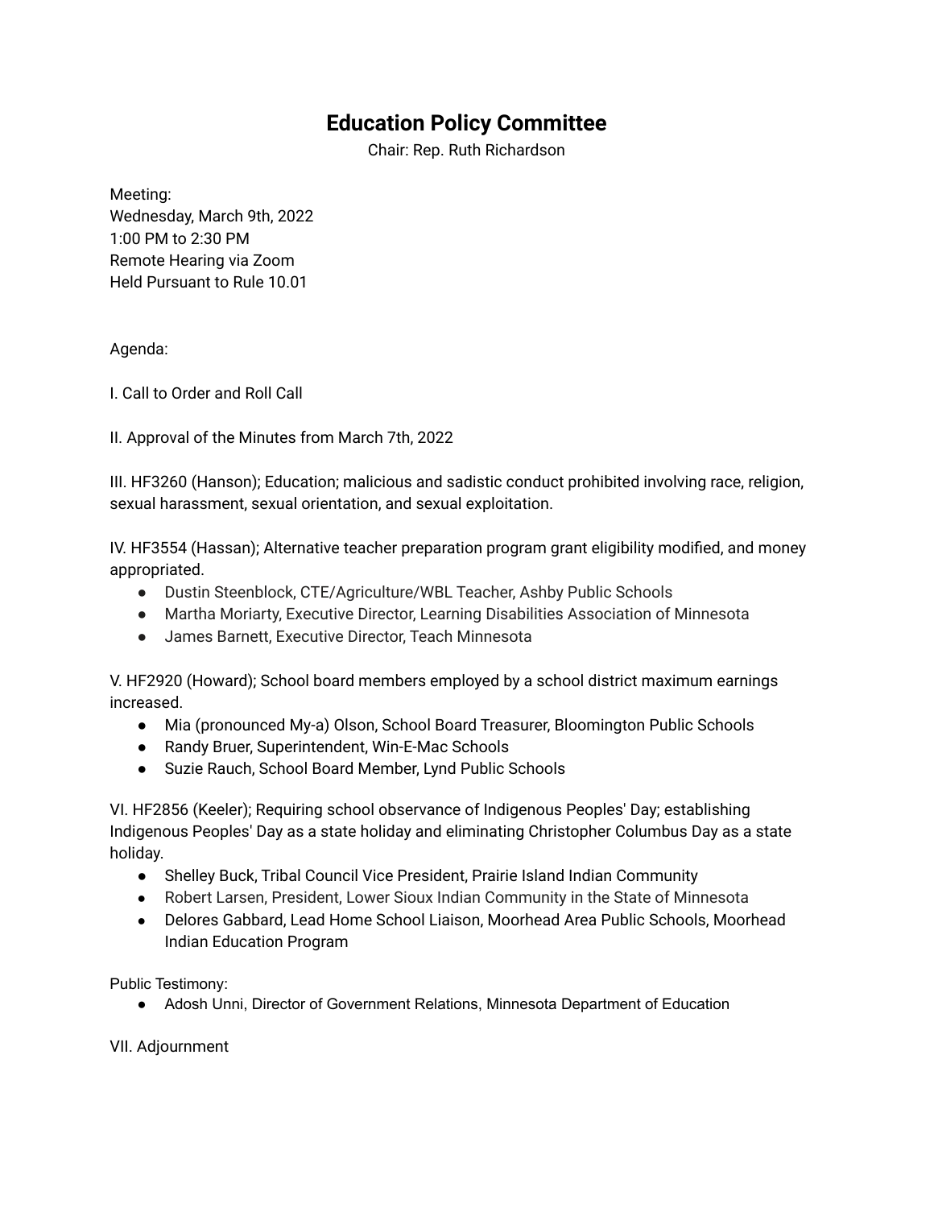# Education Policy Committee

Chair: Rep. Ruth Richardson

Meeting:
Wednesday, March 9th, 2022
1:00 PM to 2:30 PM
Remote Hearing via Zoom
Held Pursuant to Rule 10.01

Agenda:

I. Call to Order and Roll Call

II. Approval of the Minutes from March 7th, 2022

III. HF3260 (Hanson); Education; malicious and sadistic conduct prohibited involving race, religion, sexual harassment, sexual orientation, and sexual exploitation.

IV. HF3554 (Hassan); Alternative teacher preparation program grant eligibility modified, and money appropriated.

- Dustin Steenblock, CTE/Agriculture/WBL Teacher, Ashby Public Schools
- Martha Moriarty, Executive Director, Learning Disabilities Association of Minnesota
- James Barnett, Executive Director, Teach Minnesota

V. HF2920 (Howard); School board members employed by a school district maximum earnings increased.

- Mia (pronounced My-a) Olson, School Board Treasurer, Bloomington Public Schools
- Randy Bruer, Superintendent, Win-E-Mac Schools
- Suzie Rauch, School Board Member, Lynd Public Schools

VI. HF2856 (Keeler); Requiring school observance of Indigenous Peoples' Day; establishing Indigenous Peoples' Day as a state holiday and eliminating Christopher Columbus Day as a state holiday.

- Shelley Buck, Tribal Council Vice President, Prairie Island Indian Community
- Robert Larsen, President, Lower Sioux Indian Community in the State of Minnesota
- Delores Gabbard, Lead Home School Liaison, Moorhead Area Public Schools, Moorhead Indian Education Program

Public Testimony:

- Adosh Unni, Director of Government Relations, Minnesota Department of Education

VII. Adjournment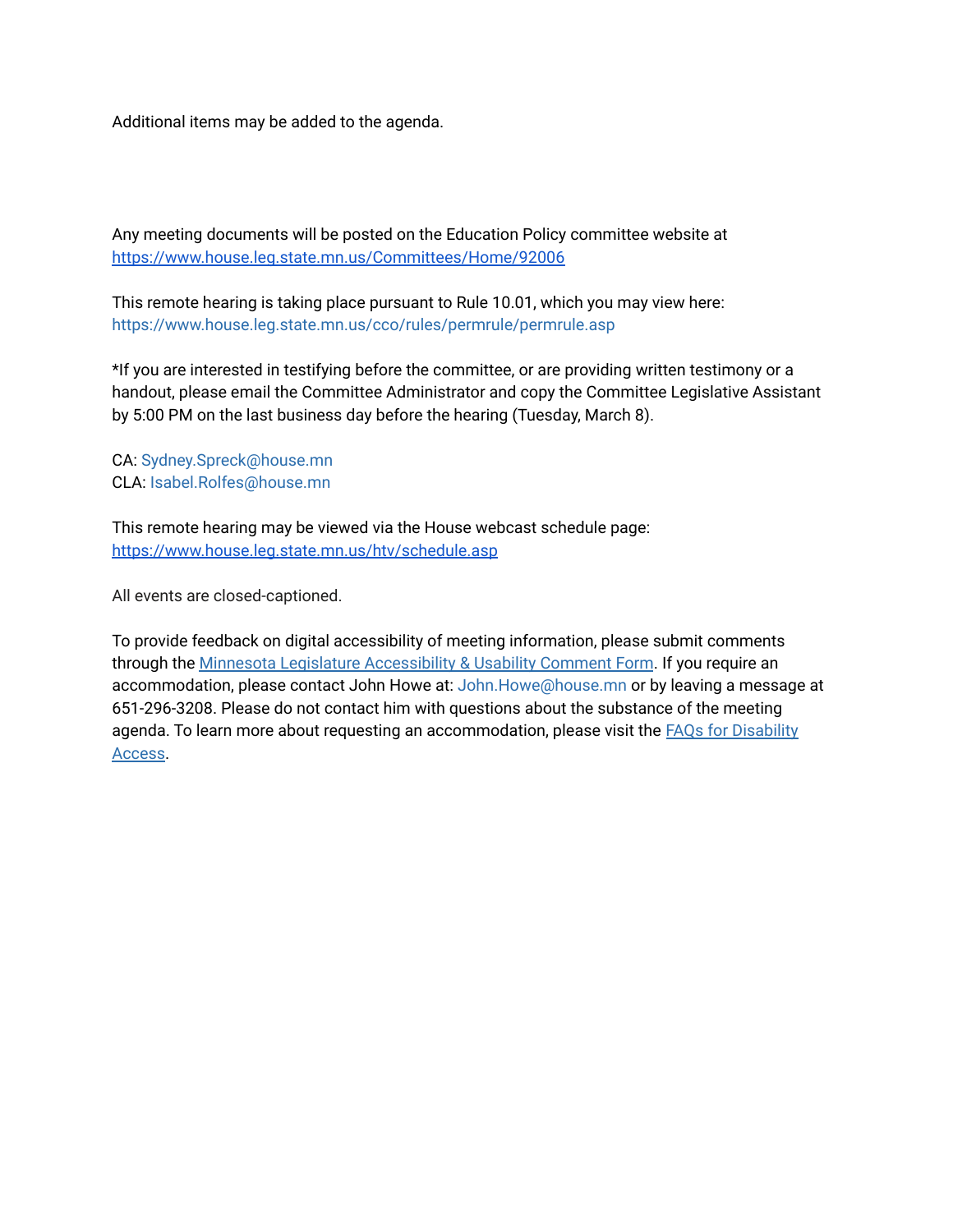Additional items may be added to the agenda.

Any meeting documents will be posted on the Education Policy committee website at
[https://www.house.leg.state.mn.us/Committees/Home/92006](https://www.house.leg.state.mn.us/Committees/Home/92006)

This remote hearing is taking place pursuant to Rule 10.01, which you may view here:
https://www.house.leg.state.mn.us/cco/rules/permrule/permrule.asp

*If you are interested in testifying before the committee, or are providing written testimony or a handout, please email the Committee Administrator and copy the Committee Legislative Assistant by 5:00 PM on the last business day before the hearing (Tuesday, March 8).

CA: Sydney.Spreck@house.mn
CLA: Isabel.Rolfes@house.mn

This remote hearing may be viewed via the House webcast schedule page:
[https://www.house.leg.state.mn.us/htv/schedule.asp](https://www.house.leg.state.mn.us/htv/schedule.asp)

All events are closed-captioned.

To provide feedback on digital accessibility of meeting information, please submit comments through the Minnesota Legislature Accessibility & Usability Comment Form. If you require an accommodation, please contact John Howe at: John.Howe@house.mn or by leaving a message at 651-296-3208. Please do not contact him with questions about the substance of the meeting agenda. To learn more about requesting an accommodation, please visit the FAQs for Disability Access.